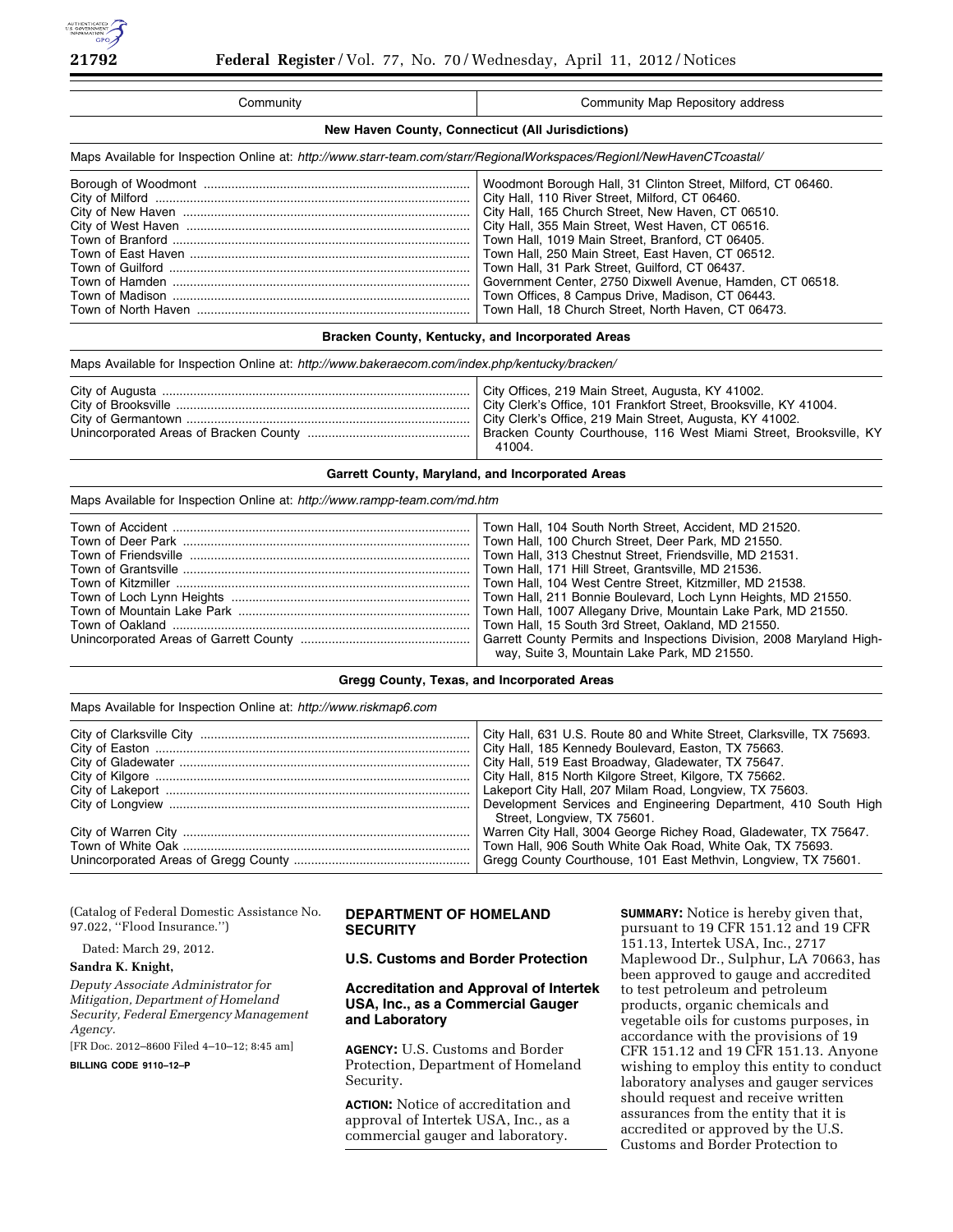| Community | Community Map Repository address |
| --- | --- |
| **New Haven County, Connecticut (All Jurisdictions)** | |
| Maps Available for Inspection Online at: *http://www.starr-team.com/starr/RegionalWorkspaces/RegionI/NewHavenCTcoastal/* | |
| Borough of Woodmont | Woodmont Borough Hall, 31 Clinton Street, Milford, CT 06460. |
| City of Milford | City Hall, 110 River Street, Milford, CT 06460. |
| City of New Haven | City Hall, 165 Church Street, New Haven, CT 06510. |
| City of West Haven | City Hall, 355 Main Street, West Haven, CT 06516. |
| Town of Branford | Town Hall, 1019 Main Street, Branford, CT 06405. |
| Town of East Haven | Town Hall, 250 Main Street, East Haven, CT 06512. |
| Town of Guilford | Town Hall, 31 Park Street, Guilford, CT 06437. |
| Town of Hamden | Government Center, 2750 Dixwell Avenue, Hamden, CT 06518. |
| Town of Madison | Town Offices, 8 Campus Drive, Madison, CT 06443. |
| Town of North Haven | Town Hall, 18 Church Street, North Haven, CT 06473. |
| **Bracken County, Kentucky, and Incorporated Areas** | |
| Maps Available for Inspection Online at: *http://www.bakeraecom.com/index.php/kentucky/bracken/* | |
| City of Augusta | City Offices, 219 Main Street, Augusta, KY 41002. |
| City of Brooksville | City Clerk's Office, 101 Frankfort Street, Brooksville, KY 41004. |
| City of Germantown | City Clerk's Office, 219 Main Street, Augusta, KY 41002. |
| Unincorporated Areas of Bracken County | Bracken County Courthouse, 116 West Miami Street, Brooksville, KY 41004. |
| **Garrett County, Maryland, and Incorporated Areas** | |
| Maps Available for Inspection Online at: *http://www.rampp-team.com/md.htm* | |
| Town of Accident | Town Hall, 104 South North Street, Accident, MD 21520. |
| Town of Deer Park | Town Hall, 100 Church Street, Deer Park, MD 21550. |
| Town of Friendsville | Town Hall, 313 Chestnut Street, Friendsville, MD 21531. |
| Town of Grantsville | Town Hall, 171 Hill Street, Grantsville, MD 21536. |
| Town of Kitzmiller | Town Hall, 104 West Centre Street, Kitzmiller, MD 21538. |
| Town of Loch Lynn Heights | Town Hall, 211 Bonnie Boulevard, Loch Lynn Heights, MD 21550. |
| Town of Mountain Lake Park | Town Hall, 1007 Allegany Drive, Mountain Lake Park, MD 21550. |
| Town of Oakland | Town Hall, 15 South 3rd Street, Oakland, MD 21550. |
| Unincorporated Areas of Garrett County | Garrett County Permits and Inspections Division, 2008 Maryland Highway, Suite 3, Mountain Lake Park, MD 21550. |
| **Gregg County, Texas, and Incorporated Areas** | |
| Maps Available for Inspection Online at: *http://www.riskmap6.com* | |
| City of Clarksville City | City Hall, 631 U.S. Route 80 and White Street, Clarksville, TX 75693. |
| City of Easton | City Hall, 185 Kennedy Boulevard, Easton, TX 75663. |
| City of Gladewater | City Hall, 519 East Broadway, Gladewater, TX 75647. |
| City of Kilgore | City Hall, 815 North Kilgore Street, Kilgore, TX 75662. |
| City of Lakeport | Lakeport City Hall, 207 Milam Road, Longview, TX 75603. |
| City of Longview | Development Services and Engineering Department, 410 South High Street, Longview, TX 75601. |
| City of Warren City | Warren City Hall, 3004 George Richey Road, Gladewater, TX 75647. |
| Town of White Oak | Town Hall, 906 South White Oak Road, White Oak, TX 75693. |
| Unincorporated Areas of Gregg County | Gregg County Courthouse, 101 East Methvin, Longview, TX 75601. |

(Catalog of Federal Domestic Assistance No. 97.022, ''Flood Insurance.'')

Dated: March 29, 2012.

**Sandra K. Knight,**

*Deputy Associate Administrator for Mitigation, Department of Homeland Security, Federal Emergency Management Agency.*

[FR Doc. 2012–8600 Filed 4–10–12; 8:45 am]

**BILLING CODE 9110–12–P**

## DEPARTMENT OF HOMELAND SECURITY

### U.S. Customs and Border Protection

### Accreditation and Approval of Intertek USA, Inc., as a Commercial Gauger and Laboratory

**AGENCY:** U.S. Customs and Border Protection, Department of Homeland Security.

**ACTION:** Notice of accreditation and approval of Intertek USA, Inc., as a commercial gauger and laboratory.

**SUMMARY:** Notice is hereby given that, pursuant to 19 CFR 151.12 and 19 CFR 151.13, Intertek USA, Inc., 2717 Maplewood Dr., Sulphur, LA 70663, has been approved to gauge and accredited to test petroleum and petroleum products, organic chemicals and vegetable oils for customs purposes, in accordance with the provisions of 19 CFR 151.12 and 19 CFR 151.13. Anyone wishing to employ this entity to conduct laboratory analyses and gauger services should request and receive written assurances from the entity that it is accredited or approved by the U.S. Customs and Border Protection to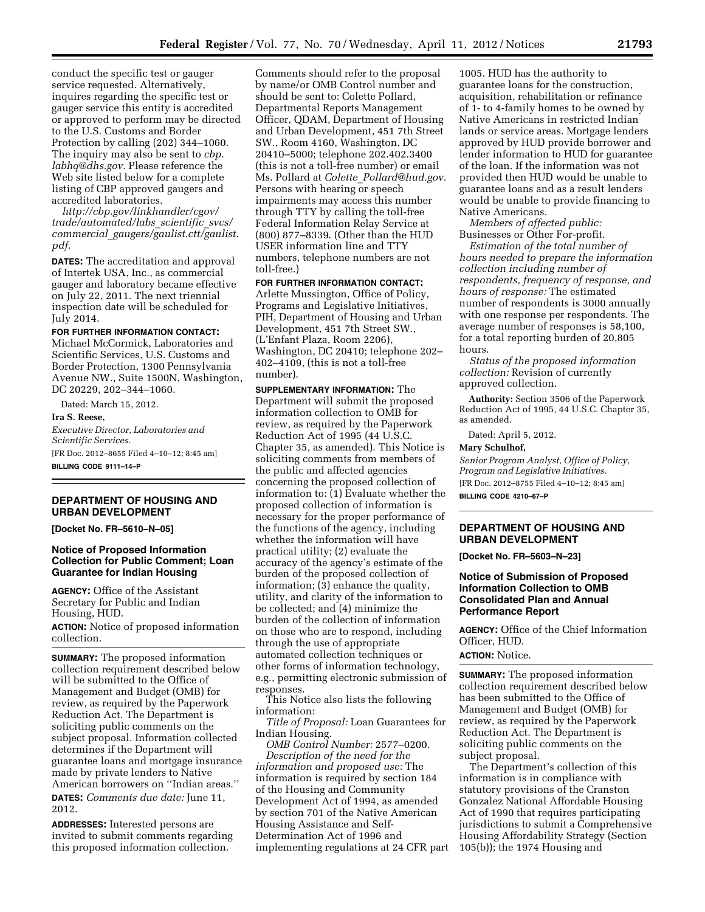conduct the specific test or gauger service requested. Alternatively, inquires regarding the specific test or gauger service this entity is accredited or approved to perform may be directed to the U.S. Customs and Border Protection by calling (202) 344–1060. The inquiry may also be sent to *cbp.labhq@dhs.gov*. Please reference the Web site listed below for a complete listing of CBP approved gaugers and accredited laboratories.

*http://cbp.gov/linkhandler/cgov/trade/automated/labs_scientific_svcs/commercial_gaugers/gaulist.ctt/gaulist.pdf.*

**DATES:** The accreditation and approval of Intertek USA, Inc., as commercial gauger and laboratory became effective on July 22, 2011. The next triennial inspection date will be scheduled for July 2014.

**FOR FURTHER INFORMATION CONTACT:** Michael McCormick, Laboratories and Scientific Services, U.S. Customs and Border Protection, 1300 Pennsylvania Avenue NW., Suite 1500N, Washington, DC 20229, 202–344–1060.

Dated: March 15, 2012.

**Ira S. Reese,**

*Executive Director, Laboratories and Scientific Services.*

[FR Doc. 2012–8655 Filed 4–10–12; 8:45 am]

**BILLING CODE 9111–14–P**

## DEPARTMENT OF HOUSING AND URBAN DEVELOPMENT

**[Docket No. FR–5610–N–05]**

### Notice of Proposed Information Collection for Public Comment; Loan Guarantee for Indian Housing

**AGENCY:** Office of the Assistant Secretary for Public and Indian Housing, HUD.

**ACTION:** Notice of proposed information collection.

**SUMMARY:** The proposed information collection requirement described below will be submitted to the Office of Management and Budget (OMB) for review, as required by the Paperwork Reduction Act. The Department is soliciting public comments on the subject proposal. Information collected determines if the Department will guarantee loans and mortgage insurance made by private lenders to Native American borrowers on ''Indian areas.''

**DATES:** *Comments due date:* June 11, 2012.

**ADDRESSES:** Interested persons are invited to submit comments regarding this proposed information collection. Comments should refer to the proposal by name/or OMB Control number and should be sent to: Colette Pollard, Departmental Reports Management Officer, QDAM, Department of Housing and Urban Development, 451 7th Street SW., Room 4160, Washington, DC 20410–5000; telephone 202.402.3400 (this is not a toll-free number) or email Ms. Pollard at *Colette_Pollard@hud.gov.* Persons with hearing or speech impairments may access this number through TTY by calling the toll-free Federal Information Relay Service at (800) 877–8339. (Other than the HUD USER information line and TTY numbers, telephone numbers are not toll-free.)

**FOR FURTHER INFORMATION CONTACT:** Arlette Mussington, Office of Policy, Programs and Legislative Initiatives, PIH, Department of Housing and Urban Development, 451 7th Street SW., (L'Enfant Plaza, Room 2206), Washington, DC 20410; telephone 202–402–4109, (this is not a toll-free number).

**SUPPLEMENTARY INFORMATION:** The Department will submit the proposed information collection to OMB for review, as required by the Paperwork Reduction Act of 1995 (44 U.S.C. Chapter 35, as amended). This Notice is soliciting comments from members of the public and affected agencies concerning the proposed collection of information to: (1) Evaluate whether the proposed collection of information is necessary for the proper performance of the functions of the agency, including whether the information will have practical utility; (2) evaluate the accuracy of the agency's estimate of the burden of the proposed collection of information; (3) enhance the quality, utility, and clarity of the information to be collected; and (4) minimize the burden of the collection of information on those who are to respond, including through the use of appropriate automated collection techniques or other forms of information technology, e.g., permitting electronic submission of responses.

This Notice also lists the following information:

*Title of Proposal:* Loan Guarantees for Indian Housing.

*OMB Control Number:* 2577–0200.

*Description of the need for the information and proposed use:* The information is required by section 184 of the Housing and Community Development Act of 1994, as amended by section 701 of the Native American Housing Assistance and Self-Determination Act of 1996 and implementing regulations at 24 CFR part 1005. HUD has the authority to guarantee loans for the construction, acquisition, rehabilitation or refinance of 1- to 4-family homes to be owned by Native Americans in restricted Indian lands or service areas. Mortgage lenders approved by HUD provide borrower and lender information to HUD for guarantee of the loan. If the information was not provided then HUD would be unable to guarantee loans and as a result lenders would be unable to provide financing to Native Americans.

*Members of affected public:* Businesses or Other For-profit.

*Estimation of the total number of hours needed to prepare the information collection including number of respondents, frequency of response, and hours of response:* The estimated number of respondents is 3000 annually with one response per respondents. The average number of responses is 58,100, for a total reporting burden of 20,805 hours.

*Status of the proposed information collection:* Revision of currently approved collection.

**Authority:** Section 3506 of the Paperwork Reduction Act of 1995, 44 U.S.C. Chapter 35, as amended.

Dated: April 5, 2012.

**Mary Schulhof,**

*Senior Program Analyst, Office of Policy, Program and Legislative Initiatives.*

[FR Doc. 2012–8755 Filed 4–10–12; 8:45 am]

**BILLING CODE 4210–67–P**

## DEPARTMENT OF HOUSING AND URBAN DEVELOPMENT

**[Docket No. FR–5603–N–23]**

### Notice of Submission of Proposed Information Collection to OMB Consolidated Plan and Annual Performance Report

**AGENCY:** Office of the Chief Information Officer, HUD.

**ACTION:** Notice.

**SUMMARY:** The proposed information collection requirement described below has been submitted to the Office of Management and Budget (OMB) for review, as required by the Paperwork Reduction Act. The Department is soliciting public comments on the subject proposal.

The Department's collection of this information is in compliance with statutory provisions of the Cranston Gonzalez National Affordable Housing Act of 1990 that requires participating jurisdictions to submit a Comprehensive Housing Affordability Strategy (Section 105(b)); the 1974 Housing and